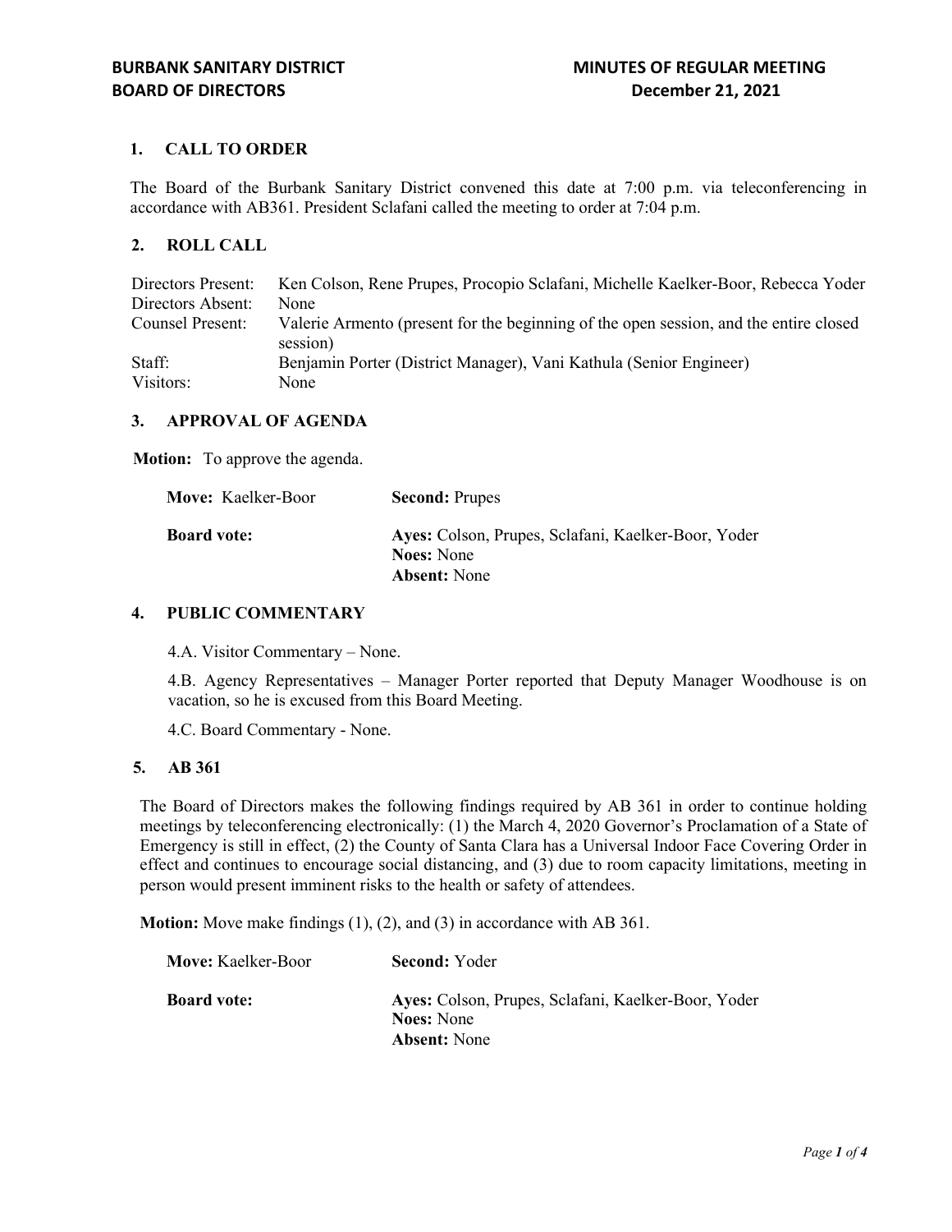**BURBANK SANITARY DISTRICT**
**BOARD OF DIRECTORS**

**MINUTES OF REGULAR MEETING**
**December 21, 2021**

## 1. CALL TO ORDER

The Board of the Burbank Sanitary District convened this date at 7:00 p.m. via teleconferencing in accordance with AB361. President Sclafani called the meeting to order at 7:04 p.m.

## 2. ROLL CALL

| | |
|---|---|
| Directors Present: | Ken Colson, Rene Prupes, Procopio Sclafani, Michelle Kaelker-Boor, Rebecca Yoder |
| Directors Absent: | None |
| Counsel Present: | Valerie Armento (present for the beginning of the open session, and the entire closed session) |
| Staff: | Benjamin Porter (District Manager), Vani Kathula (Senior Engineer) |
| Visitors: | None |

## 3. APPROVAL OF AGENDA

**Motion:** To approve the agenda.

**Move:** Kaelker-Boor **Second:** Prupes

**Board vote:**
**Ayes:** Colson, Prupes, Sclafani, Kaelker-Boor, Yoder
**Noes:** None
**Absent:** None

## 4. PUBLIC COMMENTARY

4.A. Visitor Commentary – None.

4.B. Agency Representatives – Manager Porter reported that Deputy Manager Woodhouse is on vacation, so he is excused from this Board Meeting.

4.C. Board Commentary - None.

## 5. AB 361

The Board of Directors makes the following findings required by AB 361 in order to continue holding meetings by teleconferencing electronically: (1) the March 4, 2020 Governor's Proclamation of a State of Emergency is still in effect, (2) the County of Santa Clara has a Universal Indoor Face Covering Order in effect and continues to encourage social distancing, and (3) due to room capacity limitations, meeting in person would present imminent risks to the health or safety of attendees.

**Motion:** Move make findings (1), (2), and (3) in accordance with AB 361.

**Move:** Kaelker-Boor **Second:** Yoder

**Board vote:**
**Ayes:** Colson, Prupes, Sclafani, Kaelker-Boor, Yoder
**Noes:** None
**Absent:** None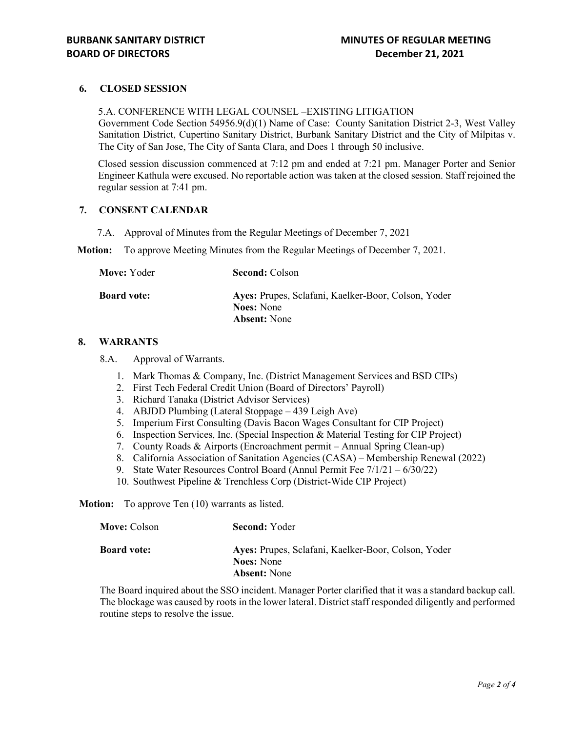## 6. CLOSED SESSION

5.A. CONFERENCE WITH LEGAL COUNSEL –EXISTING LITIGATION
Government Code Section 54956.9(d)(1) Name of Case: County Sanitation District 2-3, West Valley Sanitation District, Cupertino Sanitary District, Burbank Sanitary District and the City of Milpitas v. The City of San Jose, The City of Santa Clara, and Does 1 through 50 inclusive.

Closed session discussion commenced at 7:12 pm and ended at 7:21 pm. Manager Porter and Senior Engineer Kathula were excused. No reportable action was taken at the closed session. Staff rejoined the regular session at 7:41 pm.

## 7. CONSENT CALENDAR

7.A. Approval of Minutes from the Regular Meetings of December 7, 2021

**Motion:** To approve Meeting Minutes from the Regular Meetings of December 7, 2021.

**Move:** Yoder **Second:** Colson

**Board vote:**
**Ayes:** Prupes, Sclafani, Kaelker-Boor, Colson, Yoder
**Noes:** None
**Absent:** None

## 8. WARRANTS

8.A. Approval of Warrants.

1. Mark Thomas & Company, Inc. (District Management Services and BSD CIPs)
2. First Tech Federal Credit Union (Board of Directors' Payroll)
3. Richard Tanaka (District Advisor Services)
4. ABJDD Plumbing (Lateral Stoppage – 439 Leigh Ave)
5. Imperium First Consulting (Davis Bacon Wages Consultant for CIP Project)
6. Inspection Services, Inc. (Special Inspection & Material Testing for CIP Project)
7. County Roads & Airports (Encroachment permit – Annual Spring Clean-up)
8. California Association of Sanitation Agencies (CASA) – Membership Renewal (2022)
9. State Water Resources Control Board (Annul Permit Fee 7/1/21 – 6/30/22)
10. Southwest Pipeline & Trenchless Corp (District-Wide CIP Project)

**Motion:** To approve Ten (10) warrants as listed.

**Move:** Colson **Second:** Yoder

**Board vote:**
**Ayes:** Prupes, Sclafani, Kaelker-Boor, Colson, Yoder
**Noes:** None
**Absent:** None

The Board inquired about the SSO incident. Manager Porter clarified that it was a standard backup call. The blockage was caused by roots in the lower lateral. District staff responded diligently and performed routine steps to resolve the issue.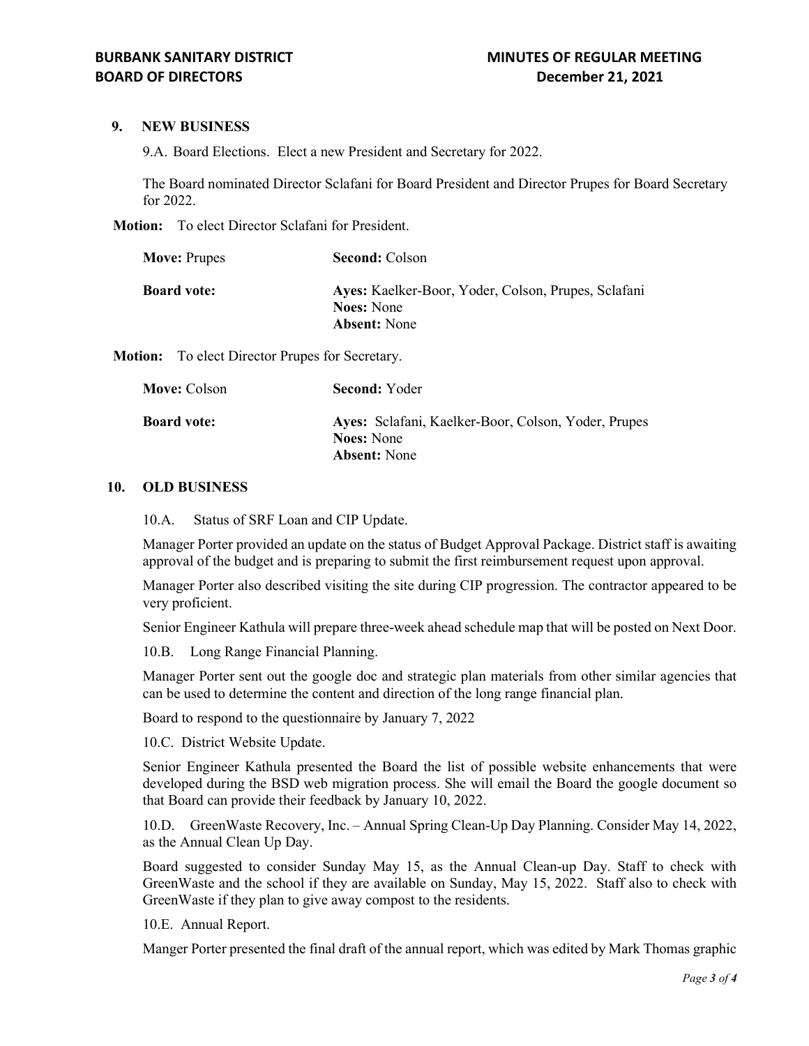## 9. NEW BUSINESS

9.A. Board Elections. Elect a new President and Secretary for 2022.

The Board nominated Director Sclafani for Board President and Director Prupes for Board Secretary for 2022.

**Motion:** To elect Director Sclafani for President.

**Move:** Prupes **Second:** Colson

**Board vote:** **Ayes:** Kaelker-Boor, Yoder, Colson, Prupes, Sclafani
**Noes:** None
**Absent:** None

**Motion:** To elect Director Prupes for Secretary.

**Move:** Colson **Second:** Yoder

**Board vote:** **Ayes:** Sclafani, Kaelker-Boor, Colson, Yoder, Prupes
**Noes:** None
**Absent:** None

## 10. OLD BUSINESS

10.A. Status of SRF Loan and CIP Update.

Manager Porter provided an update on the status of Budget Approval Package. District staff is awaiting approval of the budget and is preparing to submit the first reimbursement request upon approval.

Manager Porter also described visiting the site during CIP progression. The contractor appeared to be very proficient.

Senior Engineer Kathula will prepare three-week ahead schedule map that will be posted on Next Door.

10.B. Long Range Financial Planning.

Manager Porter sent out the google doc and strategic plan materials from other similar agencies that can be used to determine the content and direction of the long range financial plan.

Board to respond to the questionnaire by January 7, 2022

10.C. District Website Update.

Senior Engineer Kathula presented the Board the list of possible website enhancements that were developed during the BSD web migration process. She will email the Board the google document so that Board can provide their feedback by January 10, 2022.

10.D. GreenWaste Recovery, Inc. – Annual Spring Clean-Up Day Planning. Consider May 14, 2022, as the Annual Clean Up Day.

Board suggested to consider Sunday May 15, as the Annual Clean-up Day. Staff to check with GreenWaste and the school if they are available on Sunday, May 15, 2022. Staff also to check with GreenWaste if they plan to give away compost to the residents.

10.E. Annual Report.

Manger Porter presented the final draft of the annual report, which was edited by Mark Thomas graphic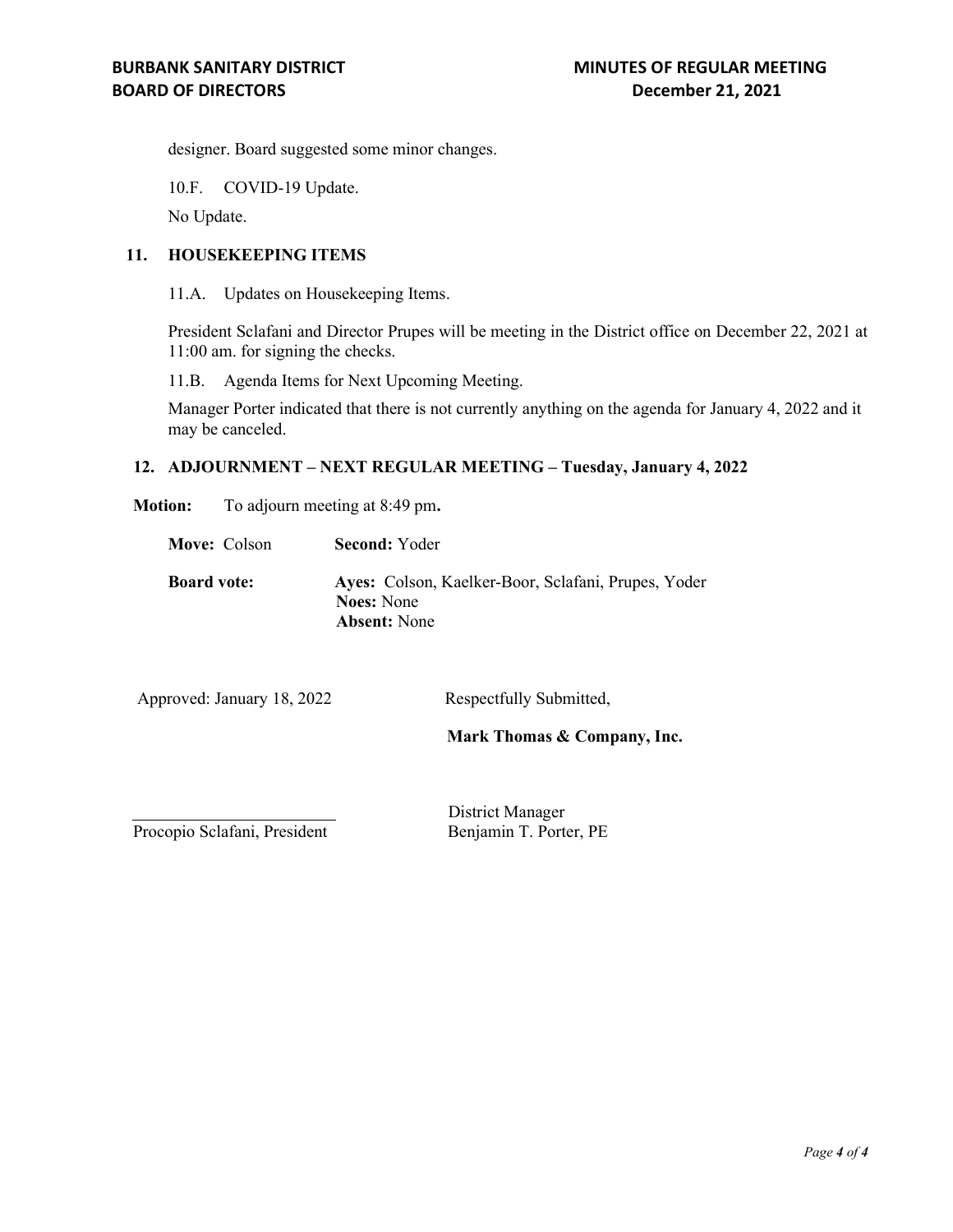designer. Board suggested some minor changes.

10.F. COVID-19 Update.

No Update.

## 11. HOUSEKEEPING ITEMS

11.A. Updates on Housekeeping Items.

President Sclafani and Director Prupes will be meeting in the District office on December 22, 2021 at 11:00 am. for signing the checks.

11.B. Agenda Items for Next Upcoming Meeting.

Manager Porter indicated that there is not currently anything on the agenda for January 4, 2022 and it may be canceled.

## 12. ADJOURNMENT – NEXT REGULAR MEETING – Tuesday, January 4, 2022

**Motion:** To adjourn meeting at 8:49 pm**.**

**Move:** Colson **Second:** Yoder

**Board vote:** **Ayes:** Colson, Kaelker-Boor, Sclafani, Prupes, Yoder
**Noes:** None
**Absent:** None

Approved: January 18, 2022

Respectfully Submitted,

**Mark Thomas & Company, Inc.**

_________________________
Procopio Sclafani, President

District Manager
Benjamin T. Porter, PE